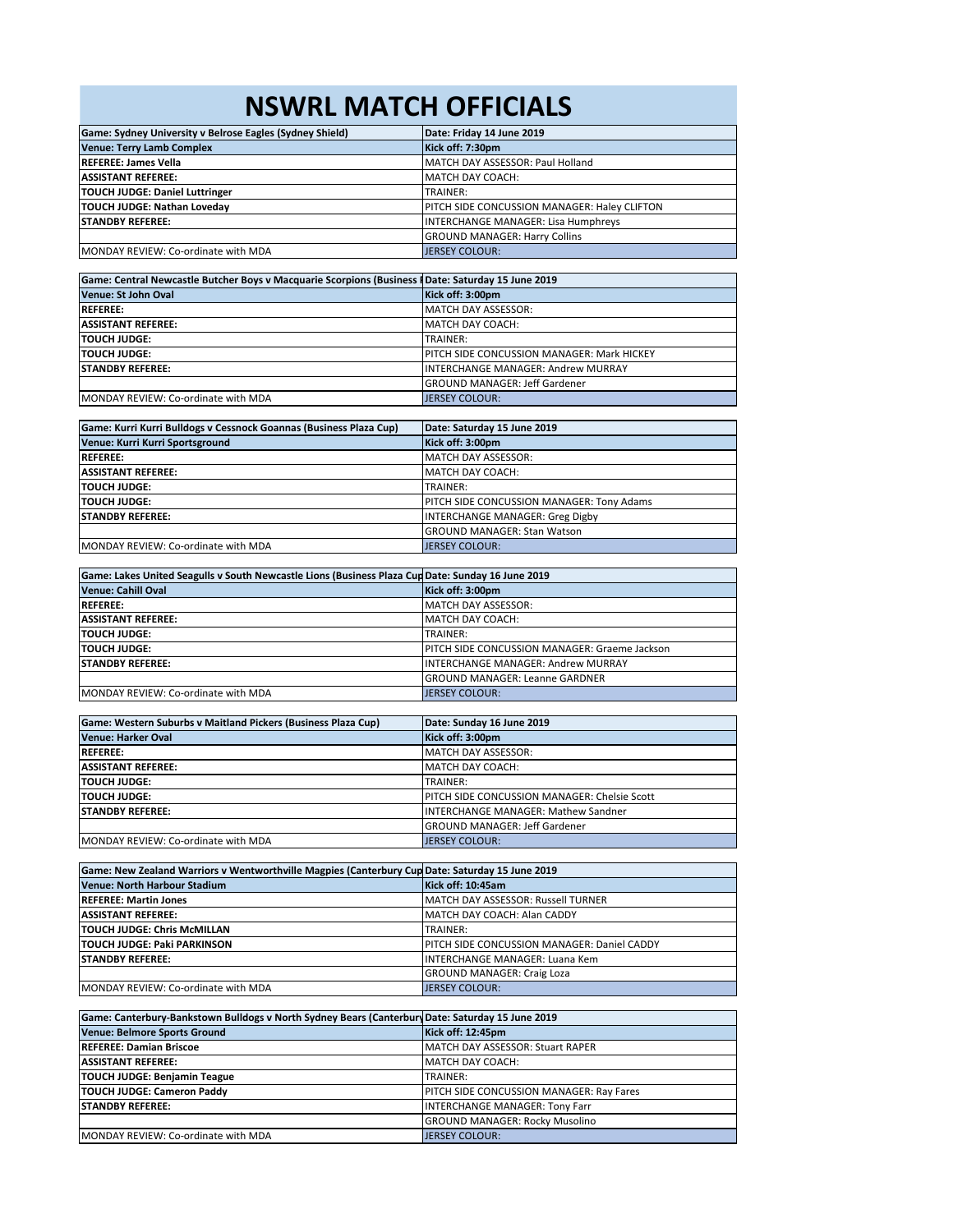# NSWRL MATCH OFFICIALS

| Game: Sydney University v Belrose Eagles (Sydney Shield) | Date: Friday 14 June 2019 |
|---|---|
| **Venue: Terry Lamb Complex** | **Kick off: 7:30pm** |
| **REFEREE: James Vella** | MATCH DAY ASSESSOR: Paul Holland |
| **ASSISTANT REFEREE:** | MATCH DAY COACH: |
| **TOUCH JUDGE: Daniel Luttringer** | TRAINER: |
| **TOUCH JUDGE: Nathan Loveday** | PITCH SIDE CONCUSSION MANAGER: Haley CLIFTON |
| **STANDBY REFEREE:** | INTERCHANGE MANAGER: Lisa Humphreys |
| | GROUND MANAGER: Harry Collins |
| MONDAY REVIEW: Co-ordinate with MDA | JERSEY COLOUR: |

| Game: Central Newcastle Butcher Boys v Macquarie Scorpions (Business I | Date: Saturday 15 June 2019 |
|---|---|
| **Venue: St John Oval** | **Kick off: 3:00pm** |
| **REFEREE:** | MATCH DAY ASSESSOR: |
| **ASSISTANT REFEREE:** | MATCH DAY COACH: |
| **TOUCH JUDGE:** | TRAINER: |
| **TOUCH JUDGE:** | PITCH SIDE CONCUSSION MANAGER: Mark HICKEY |
| **STANDBY REFEREE:** | INTERCHANGE MANAGER: Andrew MURRAY |
| | GROUND MANAGER: Jeff Gardener |
| MONDAY REVIEW: Co-ordinate with MDA | JERSEY COLOUR: |

| Game: Kurri Kurri Bulldogs v Cessnock Goannas (Business Plaza Cup) | Date: Saturday 15 June 2019 |
|---|---|
| **Venue: Kurri Kurri Sportsground** | **Kick off: 3:00pm** |
| **REFEREE:** | MATCH DAY ASSESSOR: |
| **ASSISTANT REFEREE:** | MATCH DAY COACH: |
| **TOUCH JUDGE:** | TRAINER: |
| **TOUCH JUDGE:** | PITCH SIDE CONCUSSION MANAGER: Tony Adams |
| **STANDBY REFEREE:** | INTERCHANGE MANAGER: Greg Digby |
| | GROUND MANAGER: Stan Watson |
| MONDAY REVIEW: Co-ordinate with MDA | JERSEY COLOUR: |

| Game: Lakes United Seagulls v South Newcastle Lions (Business Plaza Cup | Date: Sunday 16 June 2019 |
|---|---|
| **Venue: Cahill Oval** | **Kick off: 3:00pm** |
| **REFEREE:** | MATCH DAY ASSESSOR: |
| **ASSISTANT REFEREE:** | MATCH DAY COACH: |
| **TOUCH JUDGE:** | TRAINER: |
| **TOUCH JUDGE:** | PITCH SIDE CONCUSSION MANAGER: Graeme Jackson |
| **STANDBY REFEREE:** | INTERCHANGE MANAGER: Andrew MURRAY |
| | GROUND MANAGER: Leanne GARDNER |
| MONDAY REVIEW: Co-ordinate with MDA | JERSEY COLOUR: |

| Game: Western Suburbs v Maitland Pickers (Business Plaza Cup) | Date: Sunday 16 June 2019 |
|---|---|
| **Venue: Harker Oval** | **Kick off: 3:00pm** |
| **REFEREE:** | MATCH DAY ASSESSOR: |
| **ASSISTANT REFEREE:** | MATCH DAY COACH: |
| **TOUCH JUDGE:** | TRAINER: |
| **TOUCH JUDGE:** | PITCH SIDE CONCUSSION MANAGER: Chelsie Scott |
| **STANDBY REFEREE:** | INTERCHANGE MANAGER: Mathew Sandner |
| | GROUND MANAGER: Jeff Gardener |
| MONDAY REVIEW: Co-ordinate with MDA | JERSEY COLOUR: |

| Game: New Zealand Warriors v Wentworthville Magpies (Canterbury Cup | Date: Saturday 15 June 2019 |
|---|---|
| **Venue: North Harbour Stadium** | **Kick off: 10:45am** |
| **REFEREE: Martin Jones** | MATCH DAY ASSESSOR: Russell TURNER |
| **ASSISTANT REFEREE:** | MATCH DAY COACH: Alan CADDY |
| **TOUCH JUDGE: Chris McMILLAN** | TRAINER: |
| **TOUCH JUDGE: Paki PARKINSON** | PITCH SIDE CONCUSSION MANAGER: Daniel CADDY |
| **STANDBY REFEREE:** | INTERCHANGE MANAGER: Luana Kem |
| | GROUND MANAGER: Craig Loza |
| MONDAY REVIEW: Co-ordinate with MDA | JERSEY COLOUR: |

| Game: Canterbury-Bankstown Bulldogs v North Sydney Bears (Canterbury | Date: Saturday 15 June 2019 |
|---|---|
| **Venue: Belmore Sports Ground** | **Kick off: 12:45pm** |
| **REFEREE: Damian Briscoe** | MATCH DAY ASSESSOR: Stuart RAPER |
| **ASSISTANT REFEREE:** | MATCH DAY COACH: |
| **TOUCH JUDGE: Benjamin Teague** | TRAINER: |
| **TOUCH JUDGE: Cameron Paddy** | PITCH SIDE CONCUSSION MANAGER: Ray Fares |
| **STANDBY REFEREE:** | INTERCHANGE MANAGER: Tony Farr |
| | GROUND MANAGER: Rocky Musolino |
| MONDAY REVIEW: Co-ordinate with MDA | JERSEY COLOUR: |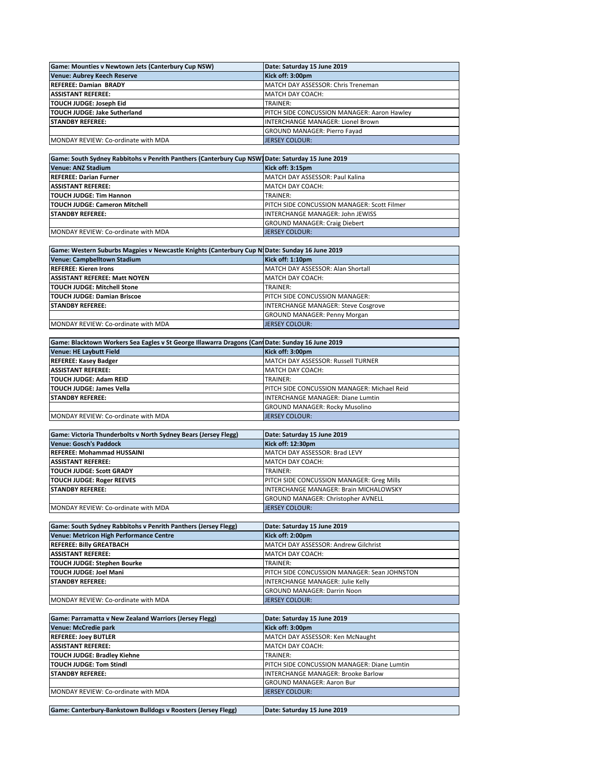| Game: Mounties v Newtown Jets (Canterbury Cup NSW) | Date: Saturday 15 June 2019 |
|---|---|
| **Venue: Aubrey Keech Reserve** | **Kick off: 3:00pm** |
| **REFEREE: Damian BRADY** | MATCH DAY ASSESSOR: Chris Treneman |
| **ASSISTANT REFEREE:** | MATCH DAY COACH: |
| **TOUCH JUDGE: Joseph Eid** | TRAINER: |
| **TOUCH JUDGE: Jake Sutherland** | PITCH SIDE CONCUSSION MANAGER: Aaron Hawley |
| **STANDBY REFEREE:** | INTERCHANGE MANAGER: Lionel Brown |
| | GROUND MANAGER: Pierro Fayad |
| MONDAY REVIEW: Co-ordinate with MDA | JERSEY COLOUR: |

| Game: South Sydney Rabbitohs v Penrith Panthers (Canterbury Cup NSW) | Date: Saturday 15 June 2019 |
|---|---|
| **Venue: ANZ Stadium** | **Kick off: 3:15pm** |
| **REFEREE: Darian Furner** | MATCH DAY ASSESSOR: Paul Kalina |
| **ASSISTANT REFEREE:** | MATCH DAY COACH: |
| **TOUCH JUDGE: Tim Hannon** | TRAINER: |
| **TOUCH JUDGE: Cameron Mitchell** | PITCH SIDE CONCUSSION MANAGER: Scott Filmer |
| **STANDBY REFEREE:** | INTERCHANGE MANAGER: John JEWISS |
| | GROUND MANAGER: Craig Diebert |
| MONDAY REVIEW: Co-ordinate with MDA | JERSEY COLOUR: |

| Game: Western Suburbs Magpies v Newcastle Knights (Canterbury Cup N | Date: Sunday 16 June 2019 |
|---|---|
| **Venue: Campbelltown Stadium** | **Kick off: 1:10pm** |
| **REFEREE: Kieren Irons** | MATCH DAY ASSESSOR: Alan Shortall |
| **ASSISTANT REFEREE: Matt NOYEN** | MATCH DAY COACH: |
| **TOUCH JUDGE: Mitchell Stone** | TRAINER: |
| **TOUCH JUDGE: Damian Briscoe** | PITCH SIDE CONCUSSION MANAGER: |
| **STANDBY REFEREE:** | INTERCHANGE MANAGER: Steve Cosgrove |
| | GROUND MANAGER: Penny Morgan |
| MONDAY REVIEW: Co-ordinate with MDA | JERSEY COLOUR: |

| Game: Blacktown Workers Sea Eagles v St George Illawarra Dragons (Can | Date: Sunday 16 June 2019 |
|---|---|
| **Venue: HE Laybutt Field** | **Kick off: 3:00pm** |
| **REFEREE: Kasey Badger** | MATCH DAY ASSESSOR: Russell TURNER |
| **ASSISTANT REFEREE:** | MATCH DAY COACH: |
| **TOUCH JUDGE: Adam REID** | TRAINER: |
| **TOUCH JUDGE: James Vella** | PITCH SIDE CONCUSSION MANAGER: Michael Reid |
| **STANDBY REFEREE:** | INTERCHANGE MANAGER: Diane Lumtin |
| | GROUND MANAGER: Rocky Musolino |
| MONDAY REVIEW: Co-ordinate with MDA | JERSEY COLOUR: |

| Game: Victoria Thunderbolts v North Sydney Bears (Jersey Flegg) | Date: Saturday 15 June 2019 |
|---|---|
| **Venue: Gosch's Paddock** | **Kick off: 12:30pm** |
| **REFEREE: Mohammad HUSSAINI** | MATCH DAY ASSESSOR: Brad LEVY |
| **ASSISTANT REFEREE:** | MATCH DAY COACH: |
| **TOUCH JUDGE: Scott GRADY** | TRAINER: |
| **TOUCH JUDGE: Roger REEVES** | PITCH SIDE CONCUSSION MANAGER: Greg Mills |
| **STANDBY REFEREE:** | INTERCHANGE MANAGER: Brain MICHALOWSKY |
| | GROUND MANAGER: Christopher AVNELL |
| MONDAY REVIEW: Co-ordinate with MDA | JERSEY COLOUR: |

| Game: South Sydney Rabbitohs v Penrith Panthers (Jersey Flegg) | Date: Saturday 15 June 2019 |
|---|---|
| **Venue: Metricon High Performance Centre** | **Kick off: 2:00pm** |
| **REFEREE: Billy GREATBACH** | MATCH DAY ASSESSOR: Andrew Gilchrist |
| **ASSISTANT REFEREE:** | MATCH DAY COACH: |
| **TOUCH JUDGE: Stephen Bourke** | TRAINER: |
| **TOUCH JUDGE: Joel Mani** | PITCH SIDE CONCUSSION MANAGER: Sean JOHNSTON |
| **STANDBY REFEREE:** | INTERCHANGE MANAGER: Julie Kelly |
| | GROUND MANAGER: Darrin Noon |
| MONDAY REVIEW: Co-ordinate with MDA | JERSEY COLOUR: |

| Game: Parramatta v New Zealand Warriors (Jersey Flegg) | Date: Saturday 15 June 2019 |
|---|---|
| **Venue: McCredie park** | **Kick off: 3:00pm** |
| **REFEREE: Joey BUTLER** | MATCH DAY ASSESSOR: Ken McNaught |
| **ASSISTANT REFEREE:** | MATCH DAY COACH: |
| **TOUCH JUDGE: Bradley Kiehne** | TRAINER: |
| **TOUCH JUDGE: Tom Stindl** | PITCH SIDE CONCUSSION MANAGER: Diane Lumtin |
| **STANDBY REFEREE:** | INTERCHANGE MANAGER: Brooke Barlow |
| | GROUND MANAGER: Aaron Bur |
| MONDAY REVIEW: Co-ordinate with MDA | JERSEY COLOUR: |

| Game: Canterbury-Bankstown Bulldogs v Roosters (Jersey Flegg) | Date: Saturday 15 June 2019 |
|---|---|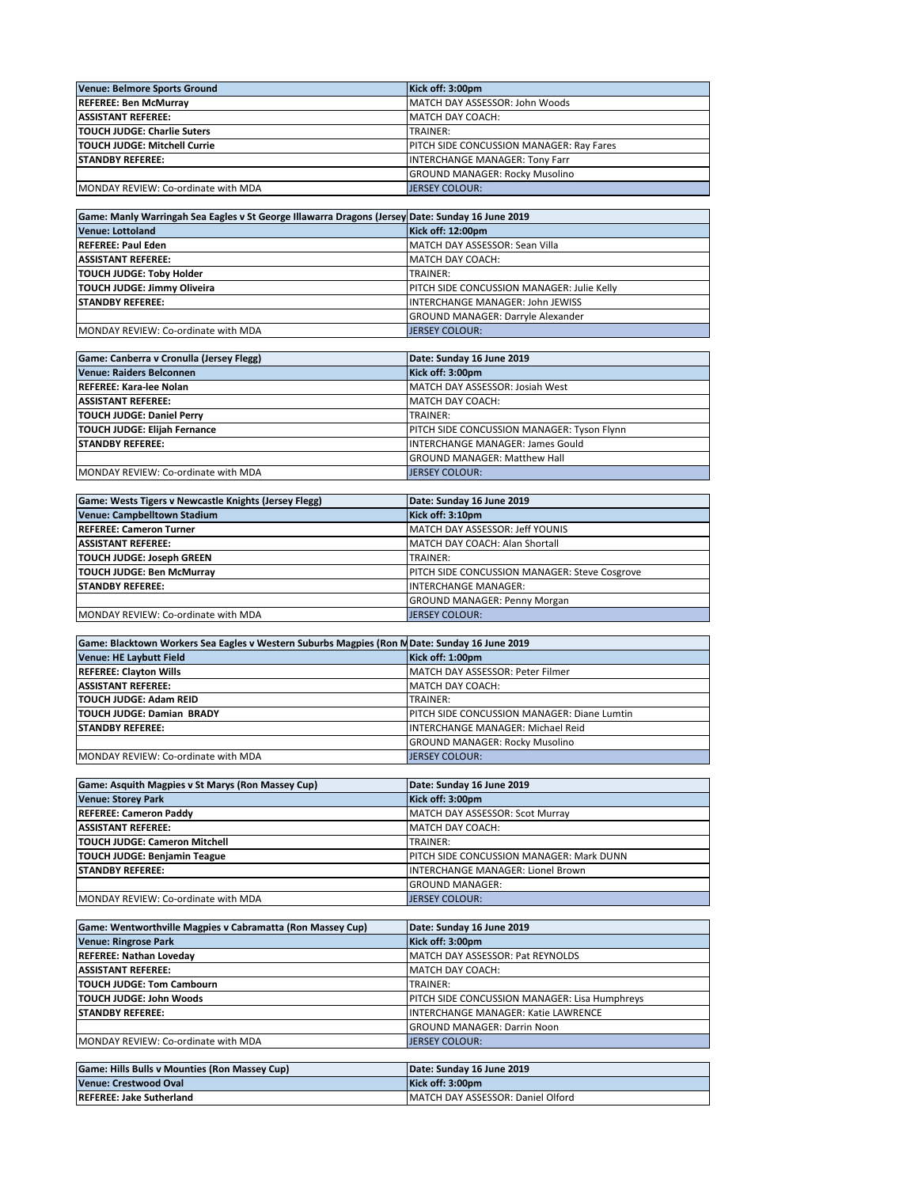| Venue: Belmore Sports Ground | Kick off: 3:00pm |
|---|---|
| REFEREE: Ben McMurray | MATCH DAY ASSESSOR: John Woods |
| ASSISTANT REFEREE: | MATCH DAY COACH: |
| TOUCH JUDGE: Charlie Suters | TRAINER: |
| TOUCH JUDGE: Mitchell Currie | PITCH SIDE CONCUSSION MANAGER: Ray Fares |
| STANDBY REFEREE: | INTERCHANGE MANAGER: Tony Farr |
| | GROUND MANAGER: Rocky Musolino |
| MONDAY REVIEW: Co-ordinate with MDA | JERSEY COLOUR: |

| Game: Manly Warringah Sea Eagles v St George Illawarra Dragons (Jersey | Date: Sunday 16 June 2019 |
|---|---|
| Venue: Lottoland | Kick off: 12:00pm |
| REFEREE: Paul Eden | MATCH DAY ASSESSOR: Sean Villa |
| ASSISTANT REFEREE: | MATCH DAY COACH: |
| TOUCH JUDGE: Toby Holder | TRAINER: |
| TOUCH JUDGE: Jimmy Oliveira | PITCH SIDE CONCUSSION MANAGER: Julie Kelly |
| STANDBY REFEREE: | INTERCHANGE MANAGER: John JEWISS |
| | GROUND MANAGER: Darryle Alexander |
| MONDAY REVIEW: Co-ordinate with MDA | JERSEY COLOUR: |

| Game: Canberra v Cronulla (Jersey Flegg) | Date: Sunday 16 June 2019 |
|---|---|
| Venue: Raiders Belconnen | Kick off: 3:00pm |
| REFEREE: Kara-lee Nolan | MATCH DAY ASSESSOR: Josiah West |
| ASSISTANT REFEREE: | MATCH DAY COACH: |
| TOUCH JUDGE: Daniel Perry | TRAINER: |
| TOUCH JUDGE: Elijah Fernance | PITCH SIDE CONCUSSION MANAGER: Tyson Flynn |
| STANDBY REFEREE: | INTERCHANGE MANAGER: James Gould |
| | GROUND MANAGER: Matthew Hall |
| MONDAY REVIEW: Co-ordinate with MDA | JERSEY COLOUR: |

| Game: Wests Tigers v Newcastle Knights (Jersey Flegg) | Date: Sunday 16 June 2019 |
|---|---|
| Venue: Campbelltown Stadium | Kick off: 3:10pm |
| REFEREE: Cameron Turner | MATCH DAY ASSESSOR: Jeff YOUNIS |
| ASSISTANT REFEREE: | MATCH DAY COACH: Alan Shortall |
| TOUCH JUDGE: Joseph GREEN | TRAINER: |
| TOUCH JUDGE: Ben McMurray | PITCH SIDE CONCUSSION MANAGER: Steve Cosgrove |
| STANDBY REFEREE: | INTERCHANGE MANAGER: |
| | GROUND MANAGER: Penny Morgan |
| MONDAY REVIEW: Co-ordinate with MDA | JERSEY COLOUR: |

| Game: Blacktown Workers Sea Eagles v Western Suburbs Magpies (Ron M | Date: Sunday 16 June 2019 |
|---|---|
| Venue: HE Laybutt Field | Kick off: 1:00pm |
| REFEREE: Clayton Wills | MATCH DAY ASSESSOR: Peter Filmer |
| ASSISTANT REFEREE: | MATCH DAY COACH: |
| TOUCH JUDGE: Adam REID | TRAINER: |
| TOUCH JUDGE: Damian BRADY | PITCH SIDE CONCUSSION MANAGER: Diane Lumtin |
| STANDBY REFEREE: | INTERCHANGE MANAGER: Michael Reid |
| | GROUND MANAGER: Rocky Musolino |
| MONDAY REVIEW: Co-ordinate with MDA | JERSEY COLOUR: |

| Game: Asquith Magpies v St Marys (Ron Massey Cup) | Date: Sunday 16 June 2019 |
|---|---|
| Venue: Storey Park | Kick off: 3:00pm |
| REFEREE: Cameron Paddy | MATCH DAY ASSESSOR: Scot Murray |
| ASSISTANT REFEREE: | MATCH DAY COACH: |
| TOUCH JUDGE: Cameron Mitchell | TRAINER: |
| TOUCH JUDGE: Benjamin Teague | PITCH SIDE CONCUSSION MANAGER: Mark DUNN |
| STANDBY REFEREE: | INTERCHANGE MANAGER: Lionel Brown |
| | GROUND MANAGER: |
| MONDAY REVIEW: Co-ordinate with MDA | JERSEY COLOUR: |

| Game: Wentworthville Magpies v Cabramatta (Ron Massey Cup) | Date: Sunday 16 June 2019 |
|---|---|
| Venue: Ringrose Park | Kick off: 3:00pm |
| REFEREE: Nathan Loveday | MATCH DAY ASSESSOR: Pat REYNOLDS |
| ASSISTANT REFEREE: | MATCH DAY COACH: |
| TOUCH JUDGE: Tom Cambourn | TRAINER: |
| TOUCH JUDGE: John Woods | PITCH SIDE CONCUSSION MANAGER: Lisa Humphreys |
| STANDBY REFEREE: | INTERCHANGE MANAGER: Katie LAWRENCE |
| | GROUND MANAGER: Darrin Noon |
| MONDAY REVIEW: Co-ordinate with MDA | JERSEY COLOUR: |

| Game: Hills Bulls v Mounties (Ron Massey Cup) | Date: Sunday 16 June 2019 |
|---|---|
| Venue: Crestwood Oval | Kick off: 3:00pm |
| REFEREE: Jake Sutherland | MATCH DAY ASSESSOR: Daniel Olford |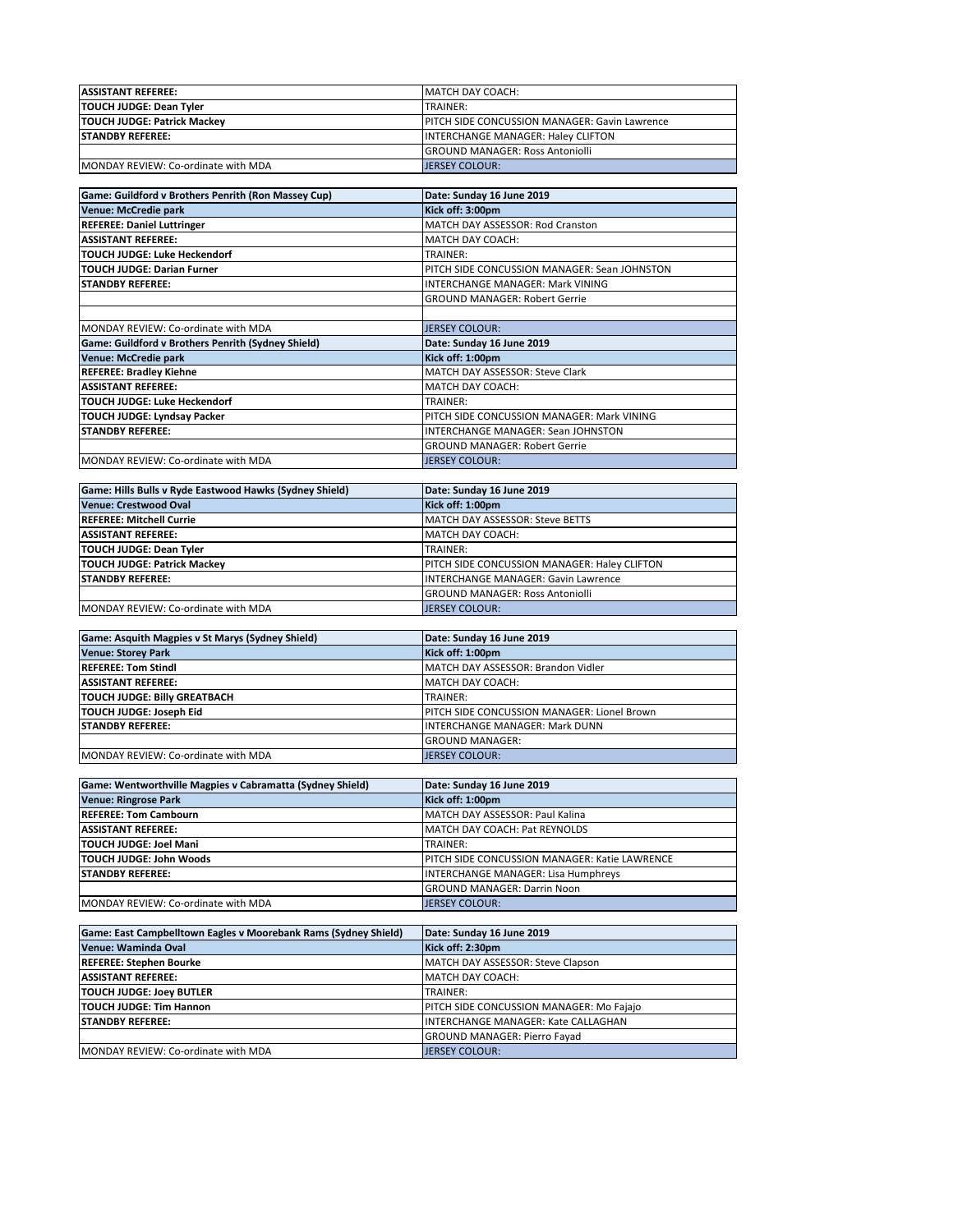| | |
|---|---|
| **ASSISTANT REFEREE:** | MATCH DAY COACH: |
| **TOUCH JUDGE: Dean Tyler** | TRAINER: |
| **TOUCH JUDGE: Patrick Mackey** | PITCH SIDE CONCUSSION MANAGER: Gavin Lawrence |
| **STANDBY REFEREE:** | INTERCHANGE MANAGER: Haley CLIFTON |
| | GROUND MANAGER: Ross Antoniolli |
| MONDAY REVIEW: Co-ordinate with MDA | JERSEY COLOUR: |

| | |
|---|---|
| **Game: Guildford v Brothers Penrith (Ron Massey Cup)** | **Date: Sunday 16 June 2019** |
| **Venue: McCredie park** | **Kick off: 3:00pm** |
| **REFEREE: Daniel Luttringer** | MATCH DAY ASSESSOR: Rod Cranston |
| **ASSISTANT REFEREE:** | MATCH DAY COACH: |
| **TOUCH JUDGE: Luke Heckendorf** | TRAINER: |
| **TOUCH JUDGE: Darian Furner** | PITCH SIDE CONCUSSION MANAGER: Sean JOHNSTON |
| **STANDBY REFEREE:** | INTERCHANGE MANAGER: Mark VINING |
| | GROUND MANAGER: Robert Gerrie |
| | |
| MONDAY REVIEW: Co-ordinate with MDA | JERSEY COLOUR: |

| | |
|---|---|
| **Game: Guildford v Brothers Penrith (Sydney Shield)** | **Date: Sunday 16 June 2019** |
| **Venue: McCredie park** | **Kick off: 1:00pm** |
| **REFEREE: Bradley Kiehne** | MATCH DAY ASSESSOR: Steve Clark |
| **ASSISTANT REFEREE:** | MATCH DAY COACH: |
| **TOUCH JUDGE: Luke Heckendorf** | TRAINER: |
| **TOUCH JUDGE: Lyndsay Packer** | PITCH SIDE CONCUSSION MANAGER: Mark VINING |
| **STANDBY REFEREE:** | INTERCHANGE MANAGER: Sean JOHNSTON |
| | GROUND MANAGER: Robert Gerrie |
| MONDAY REVIEW: Co-ordinate with MDA | JERSEY COLOUR: |

| | |
|---|---|
| **Game: Hills Bulls v Ryde Eastwood Hawks (Sydney Shield)** | **Date: Sunday 16 June 2019** |
| **Venue: Crestwood Oval** | **Kick off: 1:00pm** |
| **REFEREE: Mitchell Currie** | MATCH DAY ASSESSOR: Steve BETTS |
| **ASSISTANT REFEREE:** | MATCH DAY COACH: |
| **TOUCH JUDGE: Dean Tyler** | TRAINER: |
| **TOUCH JUDGE: Patrick Mackey** | PITCH SIDE CONCUSSION MANAGER: Haley CLIFTON |
| **STANDBY REFEREE:** | INTERCHANGE MANAGER: Gavin Lawrence |
| | GROUND MANAGER: Ross Antoniolli |
| MONDAY REVIEW: Co-ordinate with MDA | JERSEY COLOUR: |

| | |
|---|---|
| **Game: Asquith Magpies v St Marys (Sydney Shield)** | **Date: Sunday 16 June 2019** |
| **Venue: Storey Park** | **Kick off: 1:00pm** |
| **REFEREE: Tom Stindl** | MATCH DAY ASSESSOR: Brandon Vidler |
| **ASSISTANT REFEREE:** | MATCH DAY COACH: |
| **TOUCH JUDGE: Billy GREATBACH** | TRAINER: |
| **TOUCH JUDGE: Joseph Eid** | PITCH SIDE CONCUSSION MANAGER: Lionel Brown |
| **STANDBY REFEREE:** | INTERCHANGE MANAGER: Mark DUNN |
| | GROUND MANAGER: |
| MONDAY REVIEW: Co-ordinate with MDA | JERSEY COLOUR: |

| | |
|---|---|
| **Game: Wentworthville Magpies v Cabramatta (Sydney Shield)** | **Date: Sunday 16 June 2019** |
| **Venue: Ringrose Park** | **Kick off: 1:00pm** |
| **REFEREE: Tom Cambourn** | MATCH DAY ASSESSOR: Paul Kalina |
| **ASSISTANT REFEREE:** | MATCH DAY COACH: Pat REYNOLDS |
| **TOUCH JUDGE: Joel Mani** | TRAINER: |
| **TOUCH JUDGE: John Woods** | PITCH SIDE CONCUSSION MANAGER: Katie LAWRENCE |
| **STANDBY REFEREE:** | INTERCHANGE MANAGER: Lisa Humphreys |
| | GROUND MANAGER: Darrin Noon |
| MONDAY REVIEW: Co-ordinate with MDA | JERSEY COLOUR: |

| | |
|---|---|
| **Game: East Campbelltown Eagles v Moorebank Rams (Sydney Shield)** | **Date: Sunday 16 June 2019** |
| **Venue: Waminda Oval** | **Kick off: 2:30pm** |
| **REFEREE: Stephen Bourke** | MATCH DAY ASSESSOR: Steve Clapson |
| **ASSISTANT REFEREE:** | MATCH DAY COACH: |
| **TOUCH JUDGE: Joey BUTLER** | TRAINER: |
| **TOUCH JUDGE: Tim Hannon** | PITCH SIDE CONCUSSION MANAGER: Mo Fajajo |
| **STANDBY REFEREE:** | INTERCHANGE MANAGER: Kate CALLAGHAN |
| | GROUND MANAGER: Pierro Fayad |
| MONDAY REVIEW: Co-ordinate with MDA | JERSEY COLOUR: |